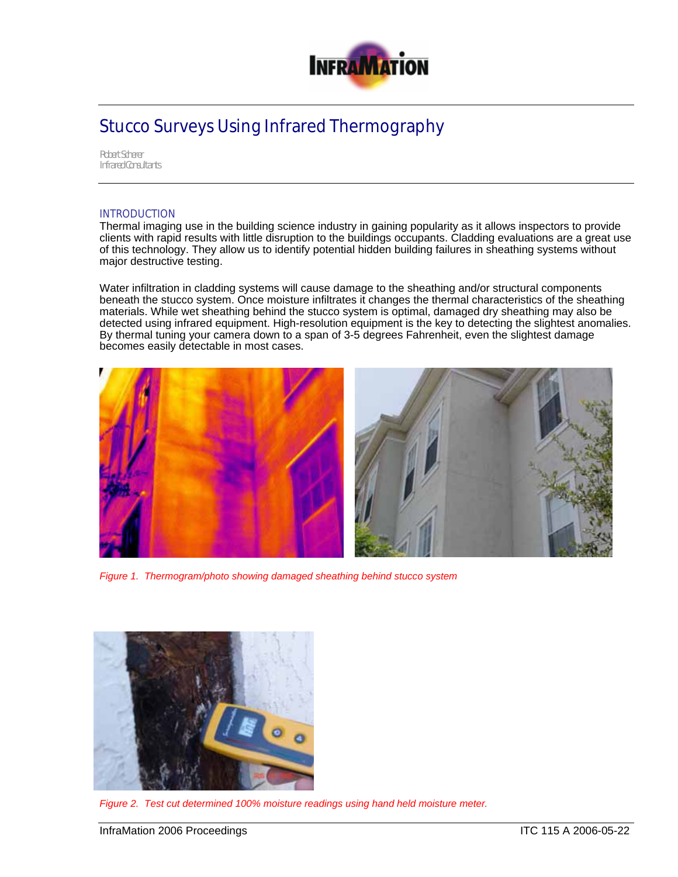# Stucco Surveys Using Infrared Thermography

Robert Scherer
Infrared Consultants

## INTRODUCTION

Thermal imaging use in the building science industry in gaining popularity as it allows inspectors to provide clients with rapid results with little disruption to the buildings occupants. Cladding evaluations are a great use of this technology. They allow us to identify potential hidden building failures in sheathing systems without major destructive testing.

Water infiltration in cladding systems will cause damage to the sheathing and/or structural components beneath the stucco system. Once moisture infiltrates it changes the thermal characteristics of the sheathing materials. While wet sheathing behind the stucco system is optimal, damaged dry sheathing may also be detected using infrared equipment. High-resolution equipment is the key to detecting the slightest anomalies. By thermal tuning your camera down to a span of 3-5 degrees Fahrenheit, even the slightest damage becomes easily detectable in most cases.

*Figure 1. Thermogram/photo showing damaged sheathing behind stucco system*

*Figure 2. Test cut determined 100% moisture readings using hand held moisture meter.*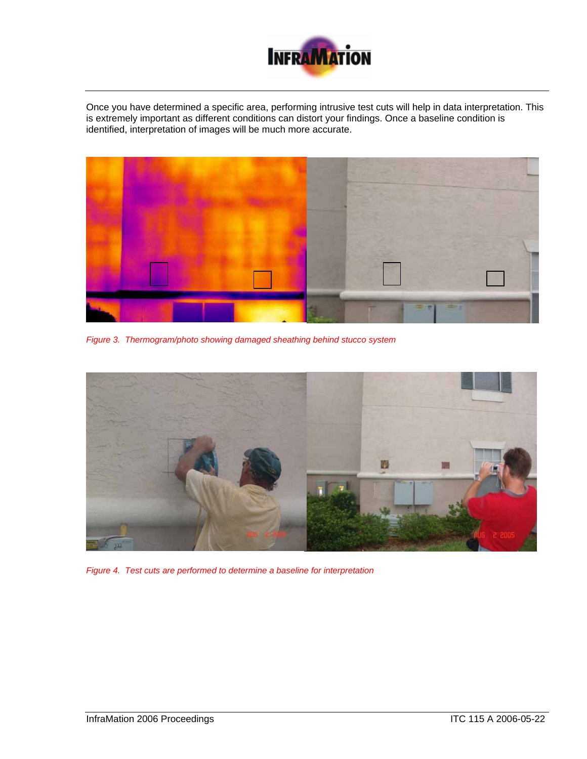Once you have determined a specific area, performing intrusive test cuts will help in data interpretation. This is extremely important as different conditions can distort your findings. Once a baseline condition is identified, interpretation of images will be much more accurate.

*Figure 3. Thermogram/photo showing damaged sheathing behind stucco system*

*Figure 4. Test cuts are performed to determine a baseline for interpretation*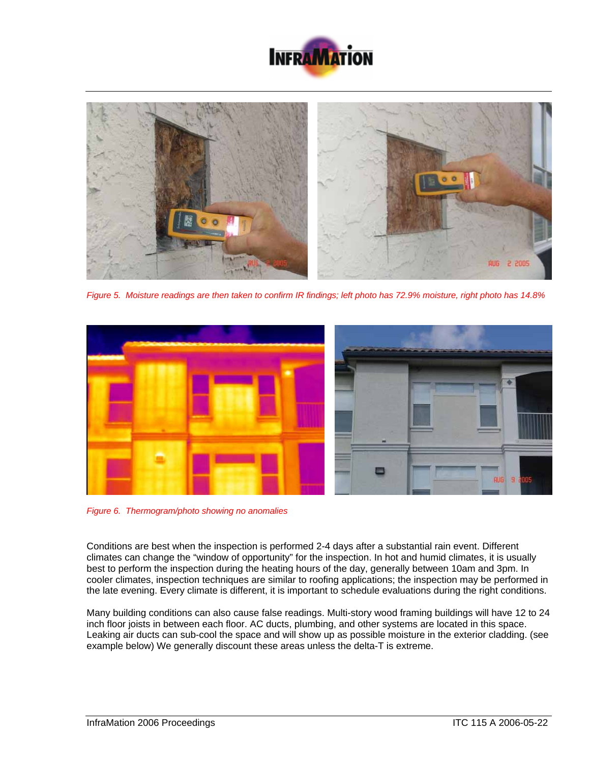Figure 5. Moisture readings are then taken to confirm IR findings; left photo has 72.9% moisture, right photo has 14.8%

Figure 6. Thermogram/photo showing no anomalies

Conditions are best when the inspection is performed 2-4 days after a substantial rain event. Different climates can change the "window of opportunity" for the inspection. In hot and humid climates, it is usually best to perform the inspection during the heating hours of the day, generally between 10am and 3pm. In cooler climates, inspection techniques are similar to roofing applications; the inspection may be performed in the late evening. Every climate is different, it is important to schedule evaluations during the right conditions.

Many building conditions can also cause false readings. Multi-story wood framing buildings will have 12 to 24 inch floor joists in between each floor. AC ducts, plumbing, and other systems are located in this space. Leaking air ducts can sub-cool the space and will show up as possible moisture in the exterior cladding. (see example below) We generally discount these areas unless the delta-T is extreme.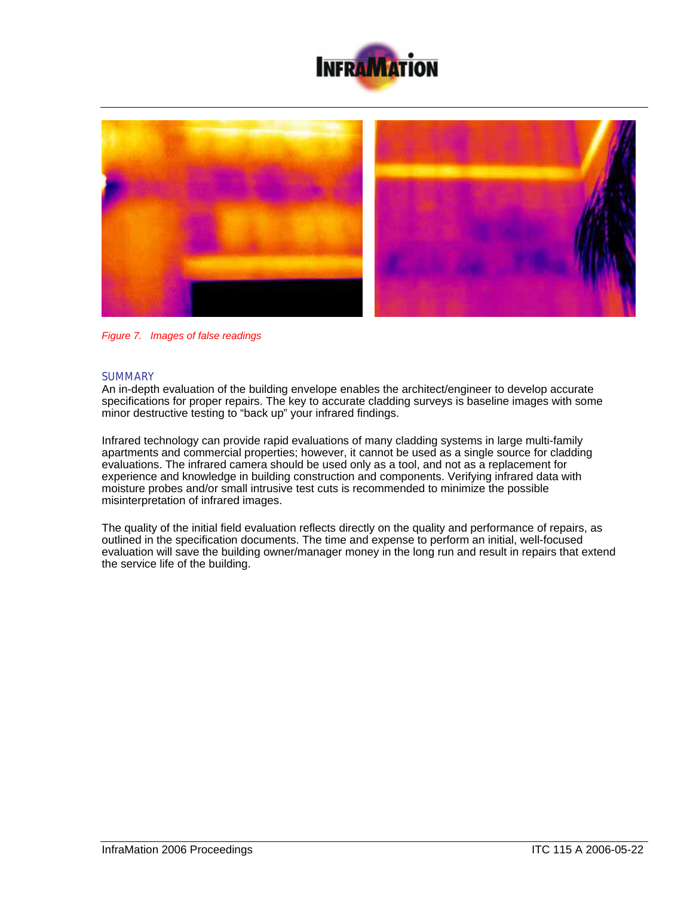*Figure 7. Images of false readings*

## SUMMARY

An in-depth evaluation of the building envelope enables the architect/engineer to develop accurate specifications for proper repairs. The key to accurate cladding surveys is baseline images with some minor destructive testing to "back up" your infrared findings.

Infrared technology can provide rapid evaluations of many cladding systems in large multi-family apartments and commercial properties; however, it cannot be used as a single source for cladding evaluations. The infrared camera should be used only as a tool, and not as a replacement for experience and knowledge in building construction and components. Verifying infrared data with moisture probes and/or small intrusive test cuts is recommended to minimize the possible misinterpretation of infrared images.

The quality of the initial field evaluation reflects directly on the quality and performance of repairs, as outlined in the specification documents. The time and expense to perform an initial, well-focused evaluation will save the building owner/manager money in the long run and result in repairs that extend the service life of the building.